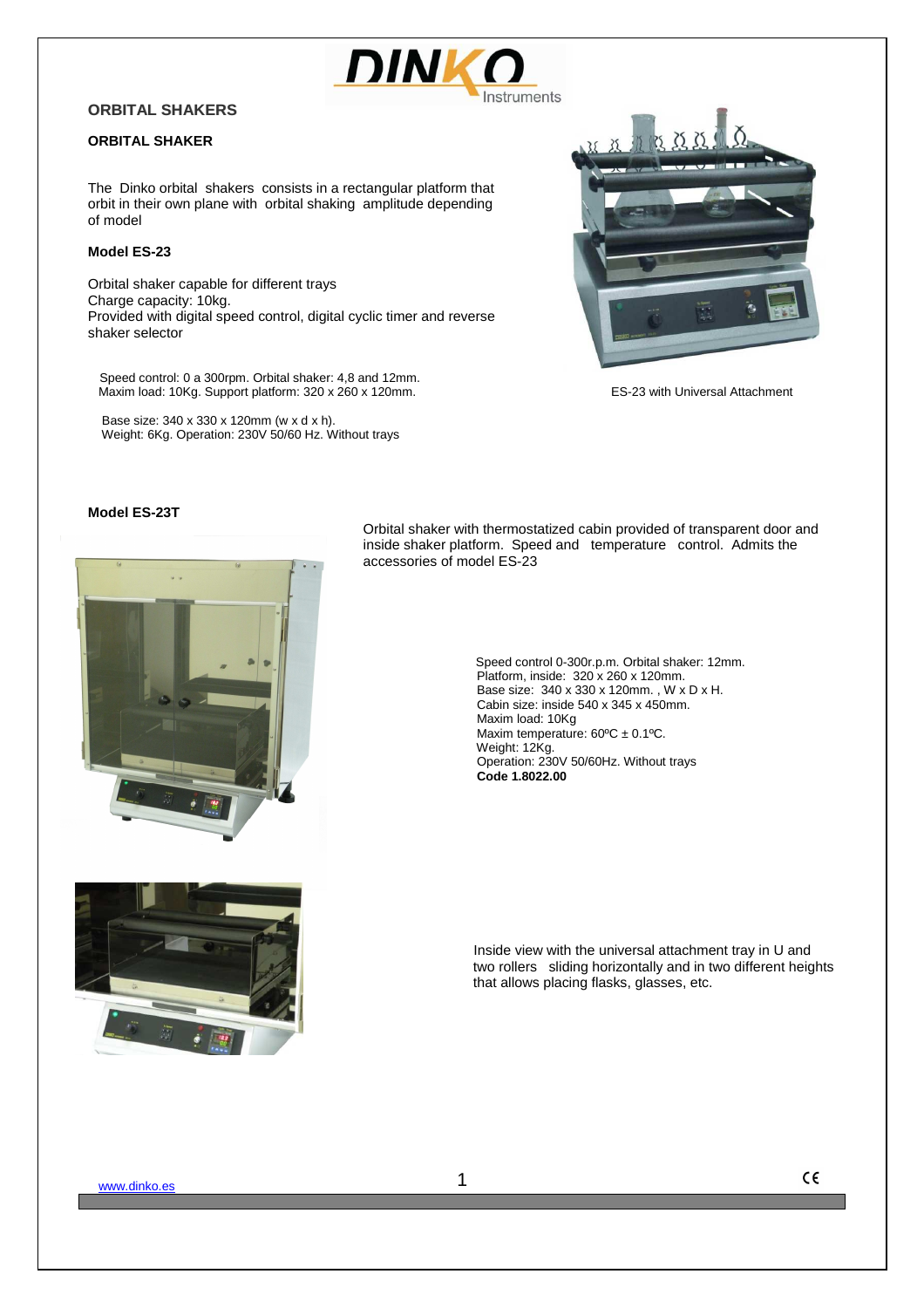# ORBITAL SHAKERS

## ORBITAL SHAKER

The Dinko orbital shakers consists in a rectangular platform that orbit in their own plane with orbital shaking amplitude depending of model

### Model ES-23

Orbital shaker capable for different trays
Charge capacity: 10kg.
Provided with digital speed control, digital cyclic timer and reverse shaker selector

Speed control: 0 a 300rpm. Orbital shaker: 4,8 and 12mm.
Maxim load: 10Kg. Support platform: 320 x 260 x 120mm.

Base size: 340 x 330 x 120mm (w x d x h).
Weight: 6Kg. Operation: 230V 50/60 Hz. Without trays

ES-23 with Universal Attachment

### Model ES-23T

Orbital shaker with thermostatized cabin provided of transparent door and inside shaker platform. Speed and temperature control. Admits the accessories of model ES-23

Speed control 0-300r.p.m. Orbital shaker: 12mm.
Platform, inside: 320 x 260 x 120mm.
Base size: 340 x 330 x 120mm. , W x D x H.
Cabin size: inside 540 x 345 x 450mm.
Maxim load: 10Kg
Maxim temperature: 60ºC ± 0.1ºC.
Weight: 12Kg.
Operation: 230V 50/60Hz. Without trays
**Code 1.8022.00**

Inside view with the universal attachment tray in U and two rollers sliding horizontally and in two different heights that allows placing flasks, glasses, etc.

www.dinko.es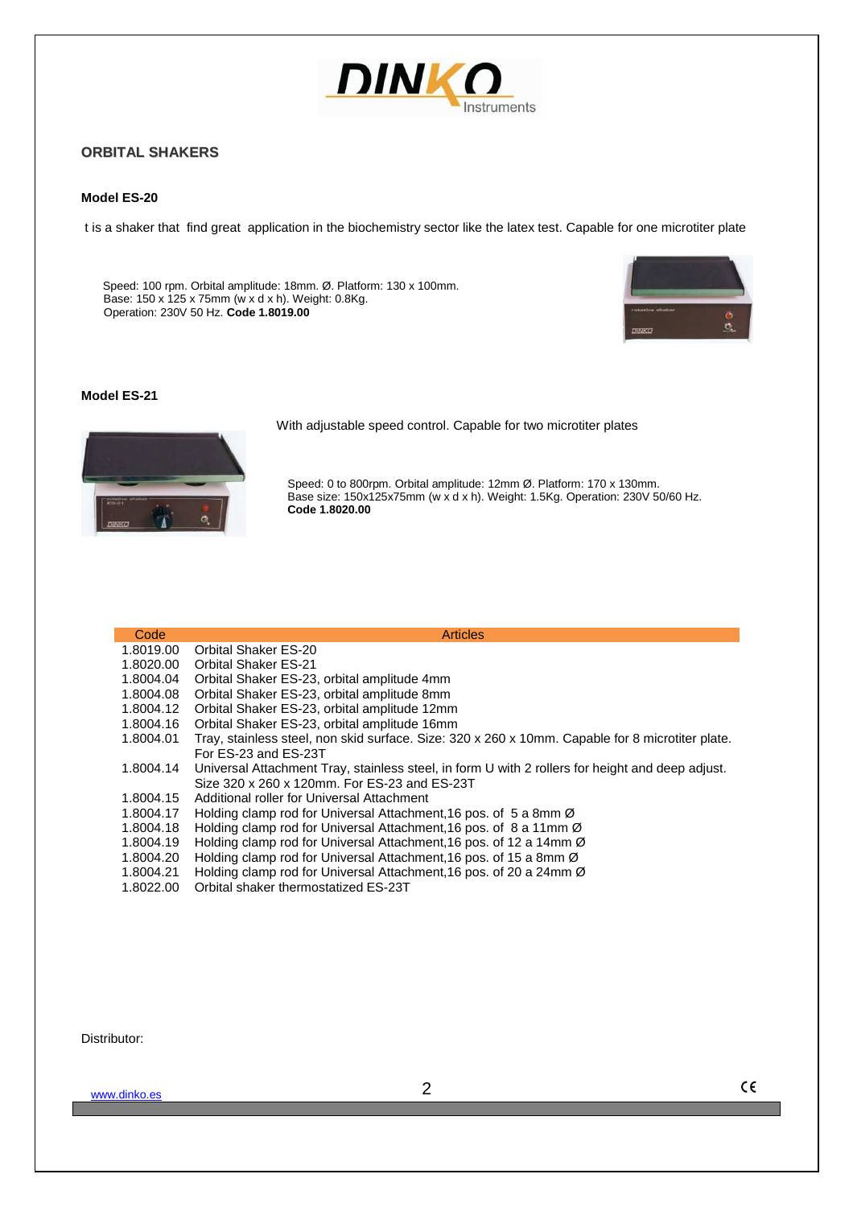## ORBITAL SHAKERS

### Model ES-20

t is a shaker that find great application in the biochemistry sector like the latex test. Capable for one microtiter plate

Speed: 100 rpm. Orbital amplitude: 18mm. Ø. Platform: 130 x 100mm.
Base: 150 x 125 x 75mm (w x d x h). Weight: 0.8Kg.
Operation: 230V 50 Hz. **Code 1.8019.00**

### Model ES-21

With adjustable speed control. Capable for two microtiter plates

Speed: 0 to 800rpm. Orbital amplitude: 12mm Ø. Platform: 170 x 130mm.
Base size: 150x125x75mm (w x d x h). Weight: 1.5Kg. Operation: 230V 50/60 Hz.
**Code 1.8020.00**

| Code | Articles |
|---|---|
| 1.8019.00 | Orbital Shaker ES-20 |
| 1.8020.00 | Orbital Shaker ES-21 |
| 1.8004.04 | Orbital Shaker ES-23, orbital amplitude 4mm |
| 1.8004.08 | Orbital Shaker ES-23, orbital amplitude 8mm |
| 1.8004.12 | Orbital Shaker ES-23, orbital amplitude 12mm |
| 1.8004.16 | Orbital Shaker ES-23, orbital amplitude 16mm |
| 1.8004.01 | Tray, stainless steel, non skid surface. Size: 320 x 260 x 10mm. Capable for 8 microtiter plate. For ES-23 and ES-23T |
| 1.8004.14 | Universal Attachment Tray, stainless steel, in form U with 2 rollers for height and deep adjust. Size 320 x 260 x 120mm. For ES-23 and ES-23T |
| 1.8004.15 | Additional roller for Universal Attachment |
| 1.8004.17 | Holding clamp rod for Universal Attachment,16 pos. of 5 a 8mm Ø |
| 1.8004.18 | Holding clamp rod for Universal Attachment,16 pos. of 8 a 11mm Ø |
| 1.8004.19 | Holding clamp rod for Universal Attachment,16 pos. of 12 a 14mm Ø |
| 1.8004.20 | Holding clamp rod for Universal Attachment,16 pos. of 15 a 8mm Ø |
| 1.8004.21 | Holding clamp rod for Universal Attachment,16 pos. of 20 a 24mm Ø |
| 1.8022.00 | Orbital shaker thermostatized ES-23T |

Distributor:

www.dinko.es